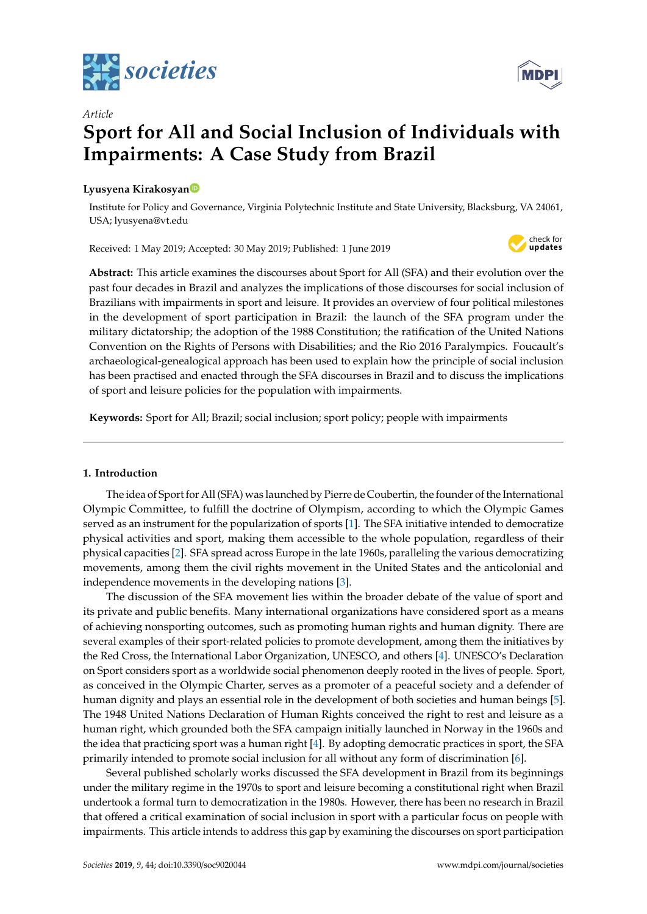*Article*

# Sport for All and Social Inclusion of Individuals with Impairments: A Case Study from Brazil

**Lyusyena Kirakosyan**

Institute for Policy and Governance, Virginia Polytechnic Institute and State University, Blacksburg, VA 24061, USA; lyusyena@vt.edu

Received: 1 May 2019; Accepted: 30 May 2019; Published: 1 June 2019

**Abstract:** This article examines the discourses about Sport for All (SFA) and their evolution over the past four decades in Brazil and analyzes the implications of those discourses for social inclusion of Brazilians with impairments in sport and leisure. It provides an overview of four political milestones in the development of sport participation in Brazil: the launch of the SFA program under the military dictatorship; the adoption of the 1988 Constitution; the ratification of the United Nations Convention on the Rights of Persons with Disabilities; and the Rio 2016 Paralympics. Foucault's archaeological-genealogical approach has been used to explain how the principle of social inclusion has been practised and enacted through the SFA discourses in Brazil and to discuss the implications of sport and leisure policies for the population with impairments.

**Keywords:** Sport for All; Brazil; social inclusion; sport policy; people with impairments

## 1. Introduction

The idea of Sport for All (SFA) was launched by Pierre de Coubertin, the founder of the International Olympic Committee, to fulfill the doctrine of Olympism, according to which the Olympic Games served as an instrument for the popularization of sports [1]. The SFA initiative intended to democratize physical activities and sport, making them accessible to the whole population, regardless of their physical capacities [2]. SFA spread across Europe in the late 1960s, paralleling the various democratizing movements, among them the civil rights movement in the United States and the anticolonial and independence movements in the developing nations [3].

The discussion of the SFA movement lies within the broader debate of the value of sport and its private and public benefits. Many international organizations have considered sport as a means of achieving nonsporting outcomes, such as promoting human rights and human dignity. There are several examples of their sport-related policies to promote development, among them the initiatives by the Red Cross, the International Labor Organization, UNESCO, and others [4]. UNESCO's Declaration on Sport considers sport as a worldwide social phenomenon deeply rooted in the lives of people. Sport, as conceived in the Olympic Charter, serves as a promoter of a peaceful society and a defender of human dignity and plays an essential role in the development of both societies and human beings [5]. The 1948 United Nations Declaration of Human Rights conceived the right to rest and leisure as a human right, which grounded both the SFA campaign initially launched in Norway in the 1960s and the idea that practicing sport was a human right [4]. By adopting democratic practices in sport, the SFA primarily intended to promote social inclusion for all without any form of discrimination [6].

Several published scholarly works discussed the SFA development in Brazil from its beginnings under the military regime in the 1970s to sport and leisure becoming a constitutional right when Brazil undertook a formal turn to democratization in the 1980s. However, there has been no research in Brazil that offered a critical examination of social inclusion in sport with a particular focus on people with impairments. This article intends to address this gap by examining the discourses on sport participation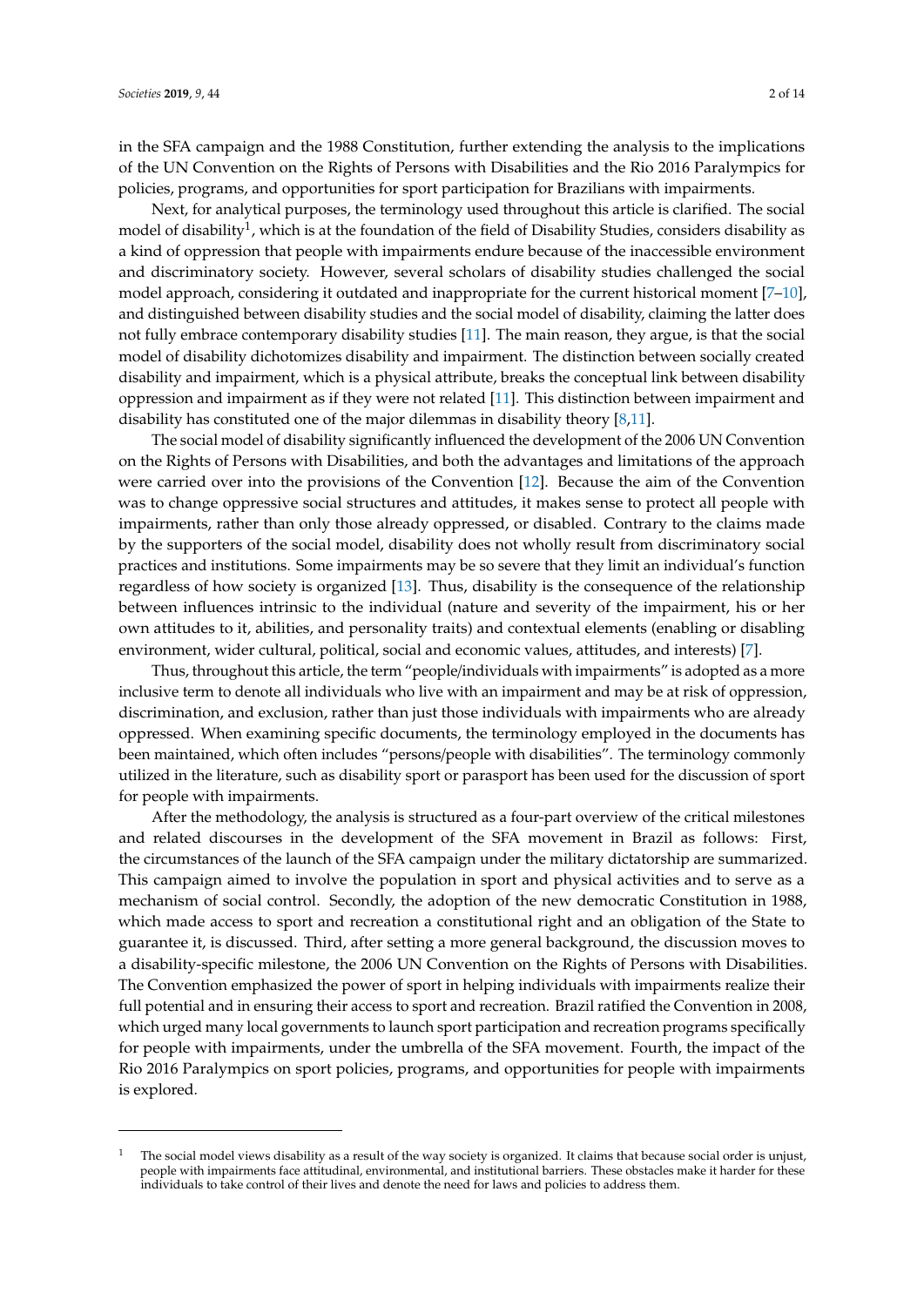in the SFA campaign and the 1988 Constitution, further extending the analysis to the implications of the UN Convention on the Rights of Persons with Disabilities and the Rio 2016 Paralympics for policies, programs, and opportunities for sport participation for Brazilians with impairments.

Next, for analytical purposes, the terminology used throughout this article is clarified. The social model of disability[1], which is at the foundation of the field of Disability Studies, considers disability as a kind of oppression that people with impairments endure because of the inaccessible environment and discriminatory society. However, several scholars of disability studies challenged the social model approach, considering it outdated and inappropriate for the current historical moment [7–10], and distinguished between disability studies and the social model of disability, claiming the latter does not fully embrace contemporary disability studies [11]. The main reason, they argue, is that the social model of disability dichotomizes disability and impairment. The distinction between socially created disability and impairment, which is a physical attribute, breaks the conceptual link between disability oppression and impairment as if they were not related [11]. This distinction between impairment and disability has constituted one of the major dilemmas in disability theory [8,11].

The social model of disability significantly influenced the development of the 2006 UN Convention on the Rights of Persons with Disabilities, and both the advantages and limitations of the approach were carried over into the provisions of the Convention [12]. Because the aim of the Convention was to change oppressive social structures and attitudes, it makes sense to protect all people with impairments, rather than only those already oppressed, or disabled. Contrary to the claims made by the supporters of the social model, disability does not wholly result from discriminatory social practices and institutions. Some impairments may be so severe that they limit an individual's function regardless of how society is organized [13]. Thus, disability is the consequence of the relationship between influences intrinsic to the individual (nature and severity of the impairment, his or her own attitudes to it, abilities, and personality traits) and contextual elements (enabling or disabling environment, wider cultural, political, social and economic values, attitudes, and interests) [7].

Thus, throughout this article, the term "people/individuals with impairments" is adopted as a more inclusive term to denote all individuals who live with an impairment and may be at risk of oppression, discrimination, and exclusion, rather than just those individuals with impairments who are already oppressed. When examining specific documents, the terminology employed in the documents has been maintained, which often includes "persons/people with disabilities". The terminology commonly utilized in the literature, such as disability sport or parasport has been used for the discussion of sport for people with impairments.

After the methodology, the analysis is structured as a four-part overview of the critical milestones and related discourses in the development of the SFA movement in Brazil as follows: First, the circumstances of the launch of the SFA campaign under the military dictatorship are summarized. This campaign aimed to involve the population in sport and physical activities and to serve as a mechanism of social control. Secondly, the adoption of the new democratic Constitution in 1988, which made access to sport and recreation a constitutional right and an obligation of the State to guarantee it, is discussed. Third, after setting a more general background, the discussion moves to a disability-specific milestone, the 2006 UN Convention on the Rights of Persons with Disabilities. The Convention emphasized the power of sport in helping individuals with impairments realize their full potential and in ensuring their access to sport and recreation. Brazil ratified the Convention in 2008, which urged many local governments to launch sport participation and recreation programs specifically for people with impairments, under the umbrella of the SFA movement. Fourth, the impact of the Rio 2016 Paralympics on sport policies, programs, and opportunities for people with impairments is explored.

---

[1] The social model views disability as a result of the way society is organized. It claims that because social order is unjust, people with impairments face attitudinal, environmental, and institutional barriers. These obstacles make it harder for these individuals to take control of their lives and denote the need for laws and policies to address them.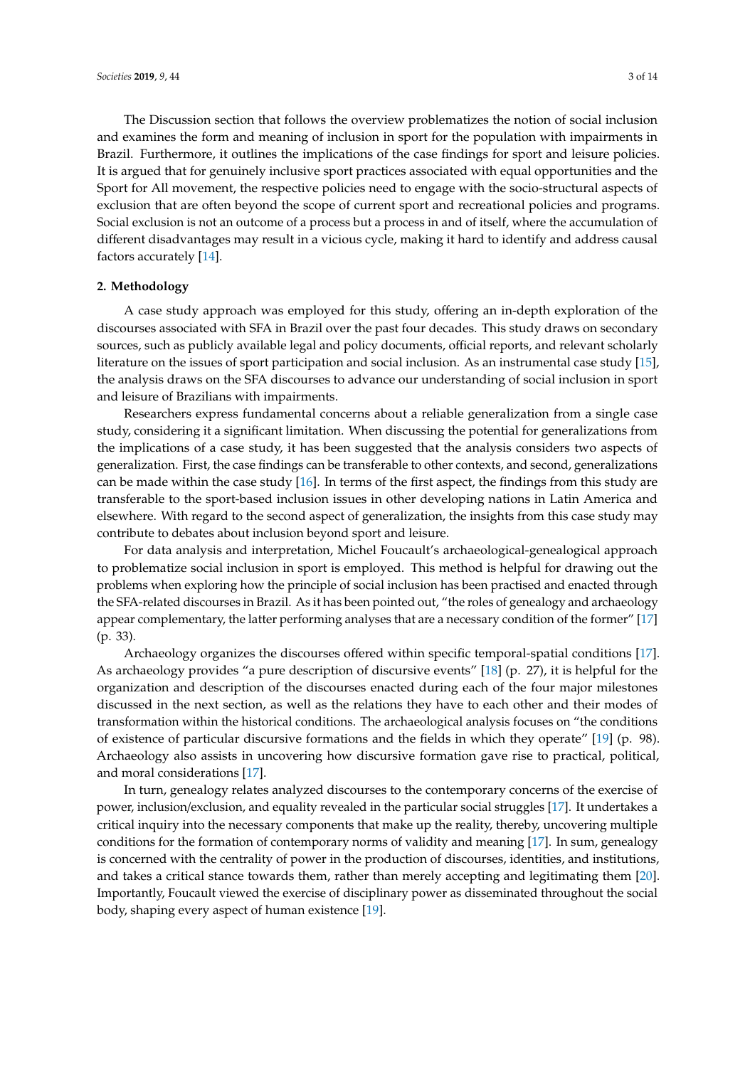The Discussion section that follows the overview problematizes the notion of social inclusion and examines the form and meaning of inclusion in sport for the population with impairments in Brazil. Furthermore, it outlines the implications of the case findings for sport and leisure policies. It is argued that for genuinely inclusive sport practices associated with equal opportunities and the Sport for All movement, the respective policies need to engage with the socio-structural aspects of exclusion that are often beyond the scope of current sport and recreational policies and programs. Social exclusion is not an outcome of a process but a process in and of itself, where the accumulation of different disadvantages may result in a vicious cycle, making it hard to identify and address causal factors accurately [14].

## 2. Methodology

A case study approach was employed for this study, offering an in-depth exploration of the discourses associated with SFA in Brazil over the past four decades. This study draws on secondary sources, such as publicly available legal and policy documents, official reports, and relevant scholarly literature on the issues of sport participation and social inclusion. As an instrumental case study [15], the analysis draws on the SFA discourses to advance our understanding of social inclusion in sport and leisure of Brazilians with impairments.

Researchers express fundamental concerns about a reliable generalization from a single case study, considering it a significant limitation. When discussing the potential for generalizations from the implications of a case study, it has been suggested that the analysis considers two aspects of generalization. First, the case findings can be transferable to other contexts, and second, generalizations can be made within the case study [16]. In terms of the first aspect, the findings from this study are transferable to the sport-based inclusion issues in other developing nations in Latin America and elsewhere. With regard to the second aspect of generalization, the insights from this case study may contribute to debates about inclusion beyond sport and leisure.

For data analysis and interpretation, Michel Foucault's archaeological-genealogical approach to problematize social inclusion in sport is employed. This method is helpful for drawing out the problems when exploring how the principle of social inclusion has been practised and enacted through the SFA-related discourses in Brazil. As it has been pointed out, "the roles of genealogy and archaeology appear complementary, the latter performing analyses that are a necessary condition of the former" [17] (p. 33).

Archaeology organizes the discourses offered within specific temporal-spatial conditions [17]. As archaeology provides "a pure description of discursive events" [18] (p. 27), it is helpful for the organization and description of the discourses enacted during each of the four major milestones discussed in the next section, as well as the relations they have to each other and their modes of transformation within the historical conditions. The archaeological analysis focuses on "the conditions of existence of particular discursive formations and the fields in which they operate" [19] (p. 98). Archaeology also assists in uncovering how discursive formation gave rise to practical, political, and moral considerations [17].

In turn, genealogy relates analyzed discourses to the contemporary concerns of the exercise of power, inclusion/exclusion, and equality revealed in the particular social struggles [17]. It undertakes a critical inquiry into the necessary components that make up the reality, thereby, uncovering multiple conditions for the formation of contemporary norms of validity and meaning [17]. In sum, genealogy is concerned with the centrality of power in the production of discourses, identities, and institutions, and takes a critical stance towards them, rather than merely accepting and legitimating them [20]. Importantly, Foucault viewed the exercise of disciplinary power as disseminated throughout the social body, shaping every aspect of human existence [19].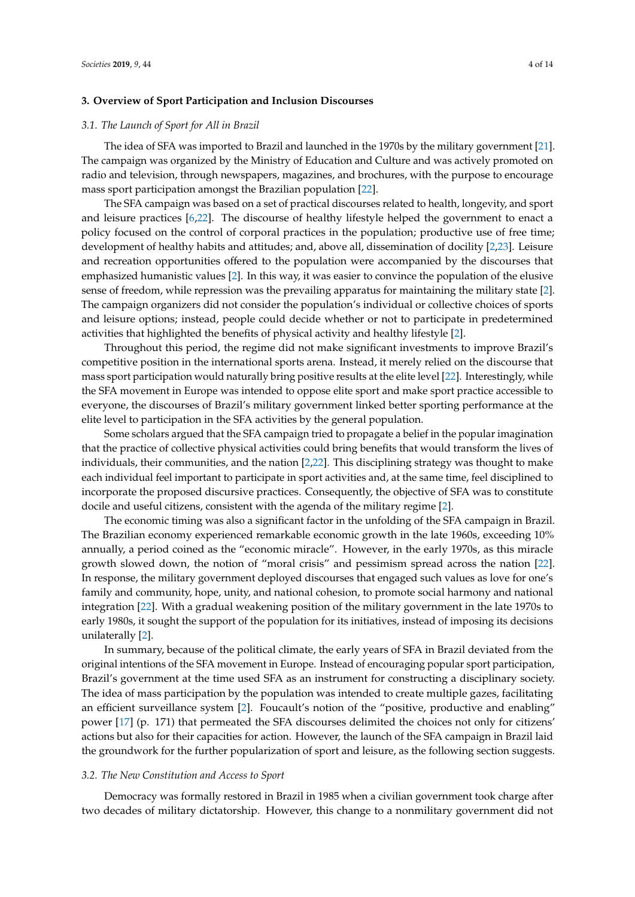## 3. Overview of Sport Participation and Inclusion Discourses

### *3.1. The Launch of Sport for All in Brazil*

The idea of SFA was imported to Brazil and launched in the 1970s by the military government [21]. The campaign was organized by the Ministry of Education and Culture and was actively promoted on radio and television, through newspapers, magazines, and brochures, with the purpose to encourage mass sport participation amongst the Brazilian population [22].

The SFA campaign was based on a set of practical discourses related to health, longevity, and sport and leisure practices [6,22]. The discourse of healthy lifestyle helped the government to enact a policy focused on the control of corporal practices in the population; productive use of free time; development of healthy habits and attitudes; and, above all, dissemination of docility [2,23]. Leisure and recreation opportunities offered to the population were accompanied by the discourses that emphasized humanistic values [2]. In this way, it was easier to convince the population of the elusive sense of freedom, while repression was the prevailing apparatus for maintaining the military state [2]. The campaign organizers did not consider the population's individual or collective choices of sports and leisure options; instead, people could decide whether or not to participate in predetermined activities that highlighted the benefits of physical activity and healthy lifestyle [2].

Throughout this period, the regime did not make significant investments to improve Brazil's competitive position in the international sports arena. Instead, it merely relied on the discourse that mass sport participation would naturally bring positive results at the elite level [22]. Interestingly, while the SFA movement in Europe was intended to oppose elite sport and make sport practice accessible to everyone, the discourses of Brazil's military government linked better sporting performance at the elite level to participation in the SFA activities by the general population.

Some scholars argued that the SFA campaign tried to propagate a belief in the popular imagination that the practice of collective physical activities could bring benefits that would transform the lives of individuals, their communities, and the nation [2,22]. This disciplining strategy was thought to make each individual feel important to participate in sport activities and, at the same time, feel disciplined to incorporate the proposed discursive practices. Consequently, the objective of SFA was to constitute docile and useful citizens, consistent with the agenda of the military regime [2].

The economic timing was also a significant factor in the unfolding of the SFA campaign in Brazil. The Brazilian economy experienced remarkable economic growth in the late 1960s, exceeding 10% annually, a period coined as the "economic miracle". However, in the early 1970s, as this miracle growth slowed down, the notion of "moral crisis" and pessimism spread across the nation [22]. In response, the military government deployed discourses that engaged such values as love for one's family and community, hope, unity, and national cohesion, to promote social harmony and national integration [22]. With a gradual weakening position of the military government in the late 1970s to early 1980s, it sought the support of the population for its initiatives, instead of imposing its decisions unilaterally [2].

In summary, because of the political climate, the early years of SFA in Brazil deviated from the original intentions of the SFA movement in Europe. Instead of encouraging popular sport participation, Brazil's government at the time used SFA as an instrument for constructing a disciplinary society. The idea of mass participation by the population was intended to create multiple gazes, facilitating an efficient surveillance system [2]. Foucault's notion of the "positive, productive and enabling" power [17] (p. 171) that permeated the SFA discourses delimited the choices not only for citizens' actions but also for their capacities for action. However, the launch of the SFA campaign in Brazil laid the groundwork for the further popularization of sport and leisure, as the following section suggests.

### *3.2. The New Constitution and Access to Sport*

Democracy was formally restored in Brazil in 1985 when a civilian government took charge after two decades of military dictatorship. However, this change to a nonmilitary government did not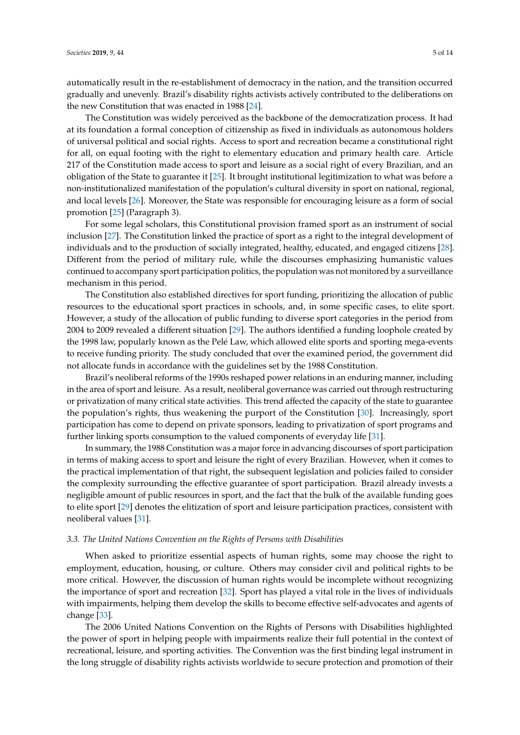automatically result in the re-establishment of democracy in the nation, and the transition occurred gradually and unevenly. Brazil's disability rights activists actively contributed to the deliberations on the new Constitution that was enacted in 1988 [24].

The Constitution was widely perceived as the backbone of the democratization process. It had at its foundation a formal conception of citizenship as fixed in individuals as autonomous holders of universal political and social rights. Access to sport and recreation became a constitutional right for all, on equal footing with the right to elementary education and primary health care. Article 217 of the Constitution made access to sport and leisure as a social right of every Brazilian, and an obligation of the State to guarantee it [25]. It brought institutional legitimization to what was before a non-institutionalized manifestation of the population's cultural diversity in sport on national, regional, and local levels [26]. Moreover, the State was responsible for encouraging leisure as a form of social promotion [25] (Paragraph 3).

For some legal scholars, this Constitutional provision framed sport as an instrument of social inclusion [27]. The Constitution linked the practice of sport as a right to the integral development of individuals and to the production of socially integrated, healthy, educated, and engaged citizens [28]. Different from the period of military rule, while the discourses emphasizing humanistic values continued to accompany sport participation politics, the population was not monitored by a surveillance mechanism in this period.

The Constitution also established directives for sport funding, prioritizing the allocation of public resources to the educational sport practices in schools, and, in some specific cases, to elite sport. However, a study of the allocation of public funding to diverse sport categories in the period from 2004 to 2009 revealed a different situation [29]. The authors identified a funding loophole created by the 1998 law, popularly known as the Pelé Law, which allowed elite sports and sporting mega-events to receive funding priority. The study concluded that over the examined period, the government did not allocate funds in accordance with the guidelines set by the 1988 Constitution.

Brazil's neoliberal reforms of the 1990s reshaped power relations in an enduring manner, including in the area of sport and leisure. As a result, neoliberal governance was carried out through restructuring or privatization of many critical state activities. This trend affected the capacity of the state to guarantee the population's rights, thus weakening the purport of the Constitution [30]. Increasingly, sport participation has come to depend on private sponsors, leading to privatization of sport programs and further linking sports consumption to the valued components of everyday life [31].

In summary, the 1988 Constitution was a major force in advancing discourses of sport participation in terms of making access to sport and leisure the right of every Brazilian. However, when it comes to the practical implementation of that right, the subsequent legislation and policies failed to consider the complexity surrounding the effective guarantee of sport participation. Brazil already invests a negligible amount of public resources in sport, and the fact that the bulk of the available funding goes to elite sport [29] denotes the elitization of sport and leisure participation practices, consistent with neoliberal values [31].

### *3.3. The United Nations Convention on the Rights of Persons with Disabilities*

When asked to prioritize essential aspects of human rights, some may choose the right to employment, education, housing, or culture. Others may consider civil and political rights to be more critical. However, the discussion of human rights would be incomplete without recognizing the importance of sport and recreation [32]. Sport has played a vital role in the lives of individuals with impairments, helping them develop the skills to become effective self-advocates and agents of change [33].

The 2006 United Nations Convention on the Rights of Persons with Disabilities highlighted the power of sport in helping people with impairments realize their full potential in the context of recreational, leisure, and sporting activities. The Convention was the first binding legal instrument in the long struggle of disability rights activists worldwide to secure protection and promotion of their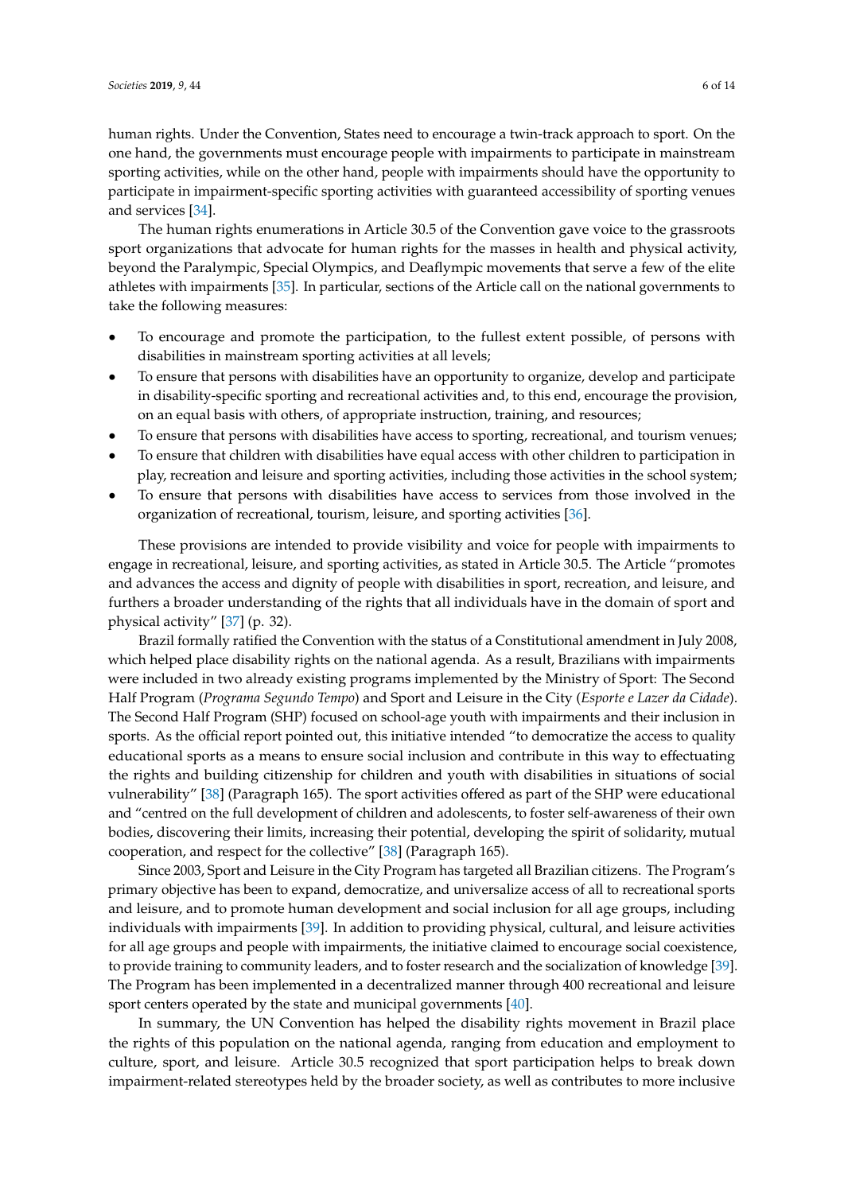human rights. Under the Convention, States need to encourage a twin-track approach to sport. On the one hand, the governments must encourage people with impairments to participate in mainstream sporting activities, while on the other hand, people with impairments should have the opportunity to participate in impairment-specific sporting activities with guaranteed accessibility of sporting venues and services [34].

The human rights enumerations in Article 30.5 of the Convention gave voice to the grassroots sport organizations that advocate for human rights for the masses in health and physical activity, beyond the Paralympic, Special Olympics, and Deaflympic movements that serve a few of the elite athletes with impairments [35]. In particular, sections of the Article call on the national governments to take the following measures:

- To encourage and promote the participation, to the fullest extent possible, of persons with disabilities in mainstream sporting activities at all levels;
- To ensure that persons with disabilities have an opportunity to organize, develop and participate in disability-specific sporting and recreational activities and, to this end, encourage the provision, on an equal basis with others, of appropriate instruction, training, and resources;
- To ensure that persons with disabilities have access to sporting, recreational, and tourism venues;
- To ensure that children with disabilities have equal access with other children to participation in play, recreation and leisure and sporting activities, including those activities in the school system;
- To ensure that persons with disabilities have access to services from those involved in the organization of recreational, tourism, leisure, and sporting activities [36].

These provisions are intended to provide visibility and voice for people with impairments to engage in recreational, leisure, and sporting activities, as stated in Article 30.5. The Article "promotes and advances the access and dignity of people with disabilities in sport, recreation, and leisure, and furthers a broader understanding of the rights that all individuals have in the domain of sport and physical activity" [37] (p. 32).

Brazil formally ratified the Convention with the status of a Constitutional amendment in July 2008, which helped place disability rights on the national agenda. As a result, Brazilians with impairments were included in two already existing programs implemented by the Ministry of Sport: The Second Half Program (*Programa Segundo Tempo*) and Sport and Leisure in the City (*Esporte e Lazer da Cidade*). The Second Half Program (SHP) focused on school-age youth with impairments and their inclusion in sports. As the official report pointed out, this initiative intended "to democratize the access to quality educational sports as a means to ensure social inclusion and contribute in this way to effectuating the rights and building citizenship for children and youth with disabilities in situations of social vulnerability" [38] (Paragraph 165). The sport activities offered as part of the SHP were educational and "centred on the full development of children and adolescents, to foster self-awareness of their own bodies, discovering their limits, increasing their potential, developing the spirit of solidarity, mutual cooperation, and respect for the collective" [38] (Paragraph 165).

Since 2003, Sport and Leisure in the City Program has targeted all Brazilian citizens. The Program's primary objective has been to expand, democratize, and universalize access of all to recreational sports and leisure, and to promote human development and social inclusion for all age groups, including individuals with impairments [39]. In addition to providing physical, cultural, and leisure activities for all age groups and people with impairments, the initiative claimed to encourage social coexistence, to provide training to community leaders, and to foster research and the socialization of knowledge [39]. The Program has been implemented in a decentralized manner through 400 recreational and leisure sport centers operated by the state and municipal governments [40].

In summary, the UN Convention has helped the disability rights movement in Brazil place the rights of this population on the national agenda, ranging from education and employment to culture, sport, and leisure. Article 30.5 recognized that sport participation helps to break down impairment-related stereotypes held by the broader society, as well as contributes to more inclusive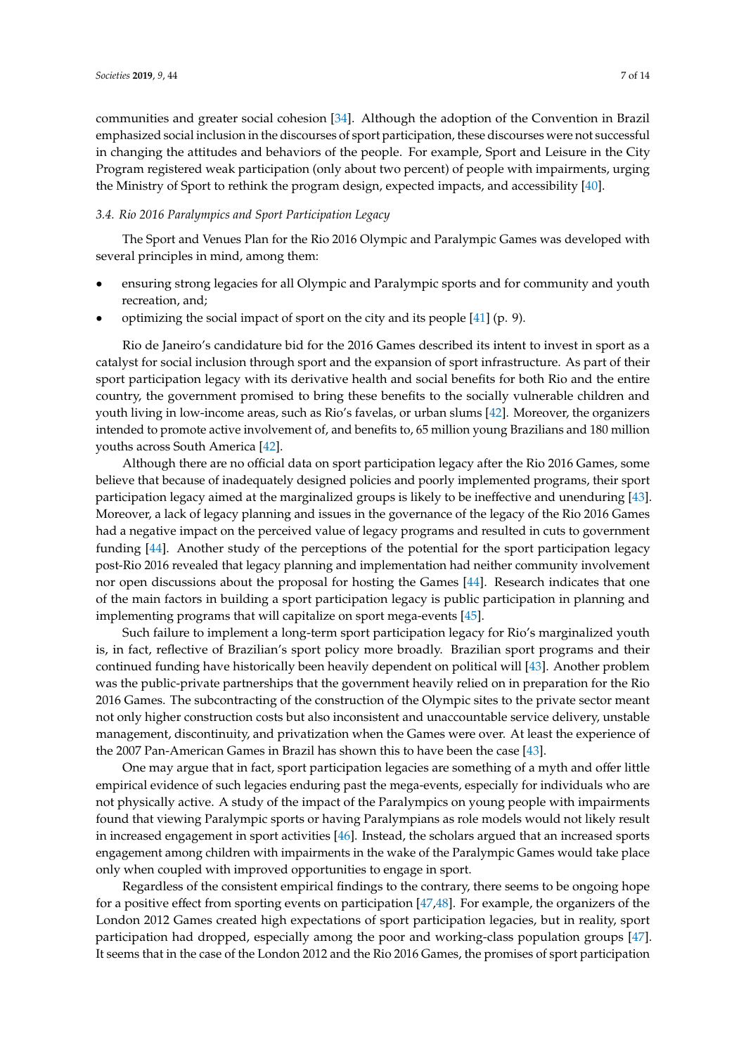communities and greater social cohesion [34]. Although the adoption of the Convention in Brazil emphasized social inclusion in the discourses of sport participation, these discourses were not successful in changing the attitudes and behaviors of the people. For example, Sport and Leisure in the City Program registered weak participation (only about two percent) of people with impairments, urging the Ministry of Sport to rethink the program design, expected impacts, and accessibility [40].

### *3.4. Rio 2016 Paralympics and Sport Participation Legacy*

The Sport and Venues Plan for the Rio 2016 Olympic and Paralympic Games was developed with several principles in mind, among them:

- ensuring strong legacies for all Olympic and Paralympic sports and for community and youth recreation, and;
- optimizing the social impact of sport on the city and its people [41] (p. 9).

Rio de Janeiro's candidature bid for the 2016 Games described its intent to invest in sport as a catalyst for social inclusion through sport and the expansion of sport infrastructure. As part of their sport participation legacy with its derivative health and social benefits for both Rio and the entire country, the government promised to bring these benefits to the socially vulnerable children and youth living in low-income areas, such as Rio's favelas, or urban slums [42]. Moreover, the organizers intended to promote active involvement of, and benefits to, 65 million young Brazilians and 180 million youths across South America [42].

Although there are no official data on sport participation legacy after the Rio 2016 Games, some believe that because of inadequately designed policies and poorly implemented programs, their sport participation legacy aimed at the marginalized groups is likely to be ineffective and unenduring [43]. Moreover, a lack of legacy planning and issues in the governance of the legacy of the Rio 2016 Games had a negative impact on the perceived value of legacy programs and resulted in cuts to government funding [44]. Another study of the perceptions of the potential for the sport participation legacy post-Rio 2016 revealed that legacy planning and implementation had neither community involvement nor open discussions about the proposal for hosting the Games [44]. Research indicates that one of the main factors in building a sport participation legacy is public participation in planning and implementing programs that will capitalize on sport mega-events [45].

Such failure to implement a long-term sport participation legacy for Rio's marginalized youth is, in fact, reflective of Brazilian's sport policy more broadly. Brazilian sport programs and their continued funding have historically been heavily dependent on political will [43]. Another problem was the public-private partnerships that the government heavily relied on in preparation for the Rio 2016 Games. The subcontracting of the construction of the Olympic sites to the private sector meant not only higher construction costs but also inconsistent and unaccountable service delivery, unstable management, discontinuity, and privatization when the Games were over. At least the experience of the 2007 Pan-American Games in Brazil has shown this to have been the case [43].

One may argue that in fact, sport participation legacies are something of a myth and offer little empirical evidence of such legacies enduring past the mega-events, especially for individuals who are not physically active. A study of the impact of the Paralympics on young people with impairments found that viewing Paralympic sports or having Paralympians as role models would not likely result in increased engagement in sport activities [46]. Instead, the scholars argued that an increased sports engagement among children with impairments in the wake of the Paralympic Games would take place only when coupled with improved opportunities to engage in sport.

Regardless of the consistent empirical findings to the contrary, there seems to be ongoing hope for a positive effect from sporting events on participation [47,48]. For example, the organizers of the London 2012 Games created high expectations of sport participation legacies, but in reality, sport participation had dropped, especially among the poor and working-class population groups [47]. It seems that in the case of the London 2012 and the Rio 2016 Games, the promises of sport participation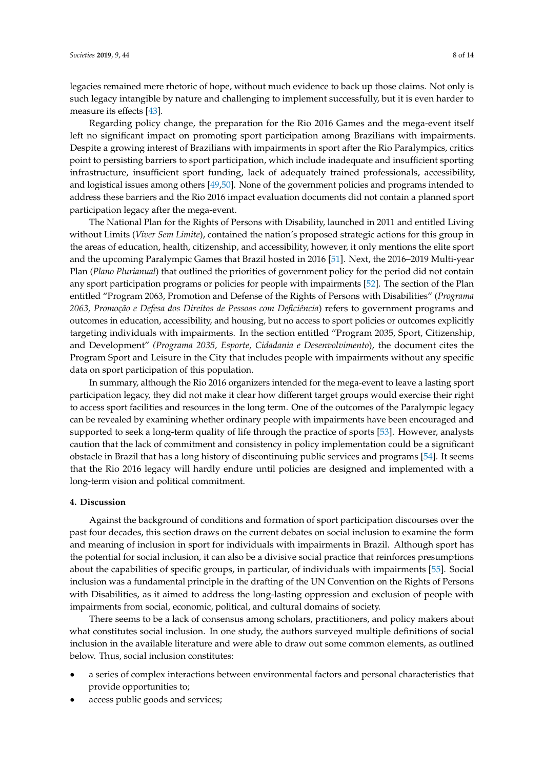legacies remained mere rhetoric of hope, without much evidence to back up those claims. Not only is such legacy intangible by nature and challenging to implement successfully, but it is even harder to measure its effects [43].

Regarding policy change, the preparation for the Rio 2016 Games and the mega-event itself left no significant impact on promoting sport participation among Brazilians with impairments. Despite a growing interest of Brazilians with impairments in sport after the Rio Paralympics, critics point to persisting barriers to sport participation, which include inadequate and insufficient sporting infrastructure, insufficient sport funding, lack of adequately trained professionals, accessibility, and logistical issues among others [49,50]. None of the government policies and programs intended to address these barriers and the Rio 2016 impact evaluation documents did not contain a planned sport participation legacy after the mega-event.

The National Plan for the Rights of Persons with Disability, launched in 2011 and entitled Living without Limits (*Viver Sem Limite*), contained the nation's proposed strategic actions for this group in the areas of education, health, citizenship, and accessibility, however, it only mentions the elite sport and the upcoming Paralympic Games that Brazil hosted in 2016 [51]. Next, the 2016–2019 Multi-year Plan (*Plano Plurianual*) that outlined the priorities of government policy for the period did not contain any sport participation programs or policies for people with impairments [52]. The section of the Plan entitled "Program 2063, Promotion and Defense of the Rights of Persons with Disabilities" (*Programa 2063, Promoção e Defesa dos Direitos de Pessoas com Deficiência*) refers to government programs and outcomes in education, accessibility, and housing, but no access to sport policies or outcomes explicitly targeting individuals with impairments. In the section entitled "Program 2035, Sport, Citizenship, and Development" *(Programa 2035, Esporte, Cidadania e Desenvolvimento*), the document cites the Program Sport and Leisure in the City that includes people with impairments without any specific data on sport participation of this population.

In summary, although the Rio 2016 organizers intended for the mega-event to leave a lasting sport participation legacy, they did not make it clear how different target groups would exercise their right to access sport facilities and resources in the long term. One of the outcomes of the Paralympic legacy can be revealed by examining whether ordinary people with impairments have been encouraged and supported to seek a long-term quality of life through the practice of sports [53]. However, analysts caution that the lack of commitment and consistency in policy implementation could be a significant obstacle in Brazil that has a long history of discontinuing public services and programs [54]. It seems that the Rio 2016 legacy will hardly endure until policies are designed and implemented with a long-term vision and political commitment.

## 4. Discussion

Against the background of conditions and formation of sport participation discourses over the past four decades, this section draws on the current debates on social inclusion to examine the form and meaning of inclusion in sport for individuals with impairments in Brazil. Although sport has the potential for social inclusion, it can also be a divisive social practice that reinforces presumptions about the capabilities of specific groups, in particular, of individuals with impairments [55]. Social inclusion was a fundamental principle in the drafting of the UN Convention on the Rights of Persons with Disabilities, as it aimed to address the long-lasting oppression and exclusion of people with impairments from social, economic, political, and cultural domains of society.

There seems to be a lack of consensus among scholars, practitioners, and policy makers about what constitutes social inclusion. In one study, the authors surveyed multiple definitions of social inclusion in the available literature and were able to draw out some common elements, as outlined below. Thus, social inclusion constitutes:

- a series of complex interactions between environmental factors and personal characteristics that provide opportunities to;
- access public goods and services;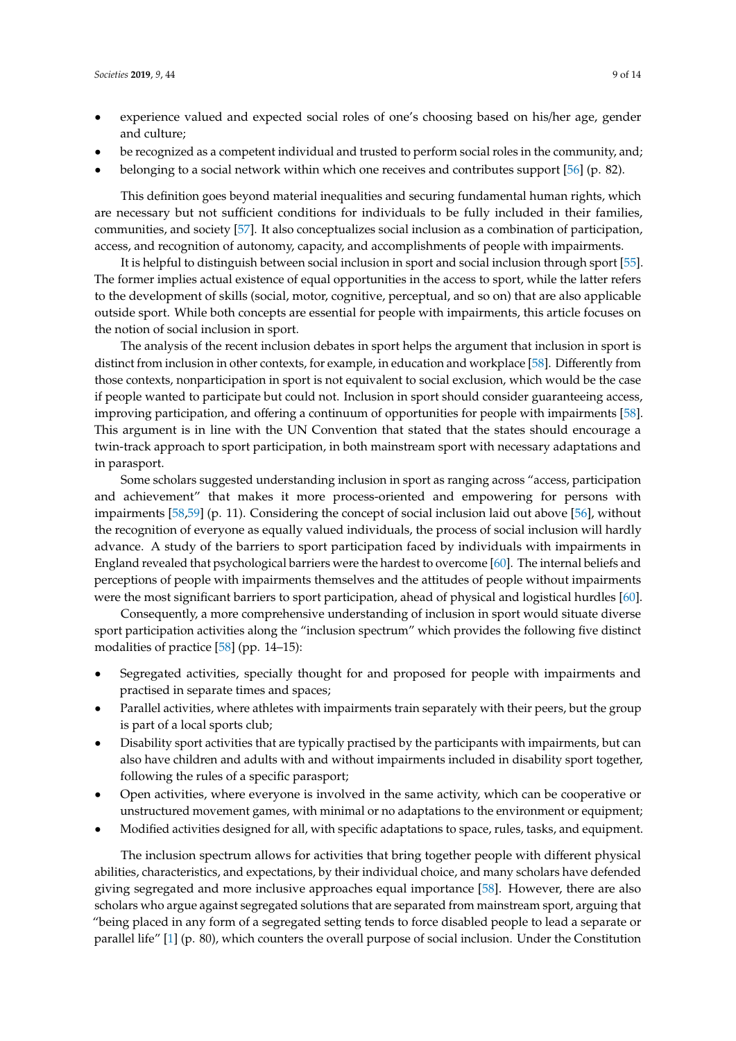- experience valued and expected social roles of one's choosing based on his/her age, gender and culture;
- be recognized as a competent individual and trusted to perform social roles in the community, and;
- belonging to a social network within which one receives and contributes support [56] (p. 82).

This definition goes beyond material inequalities and securing fundamental human rights, which are necessary but not sufficient conditions for individuals to be fully included in their families, communities, and society [57]. It also conceptualizes social inclusion as a combination of participation, access, and recognition of autonomy, capacity, and accomplishments of people with impairments.

It is helpful to distinguish between social inclusion in sport and social inclusion through sport [55]. The former implies actual existence of equal opportunities in the access to sport, while the latter refers to the development of skills (social, motor, cognitive, perceptual, and so on) that are also applicable outside sport. While both concepts are essential for people with impairments, this article focuses on the notion of social inclusion in sport.

The analysis of the recent inclusion debates in sport helps the argument that inclusion in sport is distinct from inclusion in other contexts, for example, in education and workplace [58]. Differently from those contexts, nonparticipation in sport is not equivalent to social exclusion, which would be the case if people wanted to participate but could not. Inclusion in sport should consider guaranteeing access, improving participation, and offering a continuum of opportunities for people with impairments [58]. This argument is in line with the UN Convention that stated that the states should encourage a twin-track approach to sport participation, in both mainstream sport with necessary adaptations and in parasport.

Some scholars suggested understanding inclusion in sport as ranging across "access, participation and achievement" that makes it more process-oriented and empowering for persons with impairments [58,59] (p. 11). Considering the concept of social inclusion laid out above [56], without the recognition of everyone as equally valued individuals, the process of social inclusion will hardly advance. A study of the barriers to sport participation faced by individuals with impairments in England revealed that psychological barriers were the hardest to overcome [60]. The internal beliefs and perceptions of people with impairments themselves and the attitudes of people without impairments were the most significant barriers to sport participation, ahead of physical and logistical hurdles [60].

Consequently, a more comprehensive understanding of inclusion in sport would situate diverse sport participation activities along the "inclusion spectrum" which provides the following five distinct modalities of practice [58] (pp. 14–15):

- Segregated activities, specially thought for and proposed for people with impairments and practised in separate times and spaces;
- Parallel activities, where athletes with impairments train separately with their peers, but the group is part of a local sports club;
- Disability sport activities that are typically practised by the participants with impairments, but can also have children and adults with and without impairments included in disability sport together, following the rules of a specific parasport;
- Open activities, where everyone is involved in the same activity, which can be cooperative or unstructured movement games, with minimal or no adaptations to the environment or equipment;
- Modified activities designed for all, with specific adaptations to space, rules, tasks, and equipment.

The inclusion spectrum allows for activities that bring together people with different physical abilities, characteristics, and expectations, by their individual choice, and many scholars have defended giving segregated and more inclusive approaches equal importance [58]. However, there are also scholars who argue against segregated solutions that are separated from mainstream sport, arguing that "being placed in any form of a segregated setting tends to force disabled people to lead a separate or parallel life" [1] (p. 80), which counters the overall purpose of social inclusion. Under the Constitution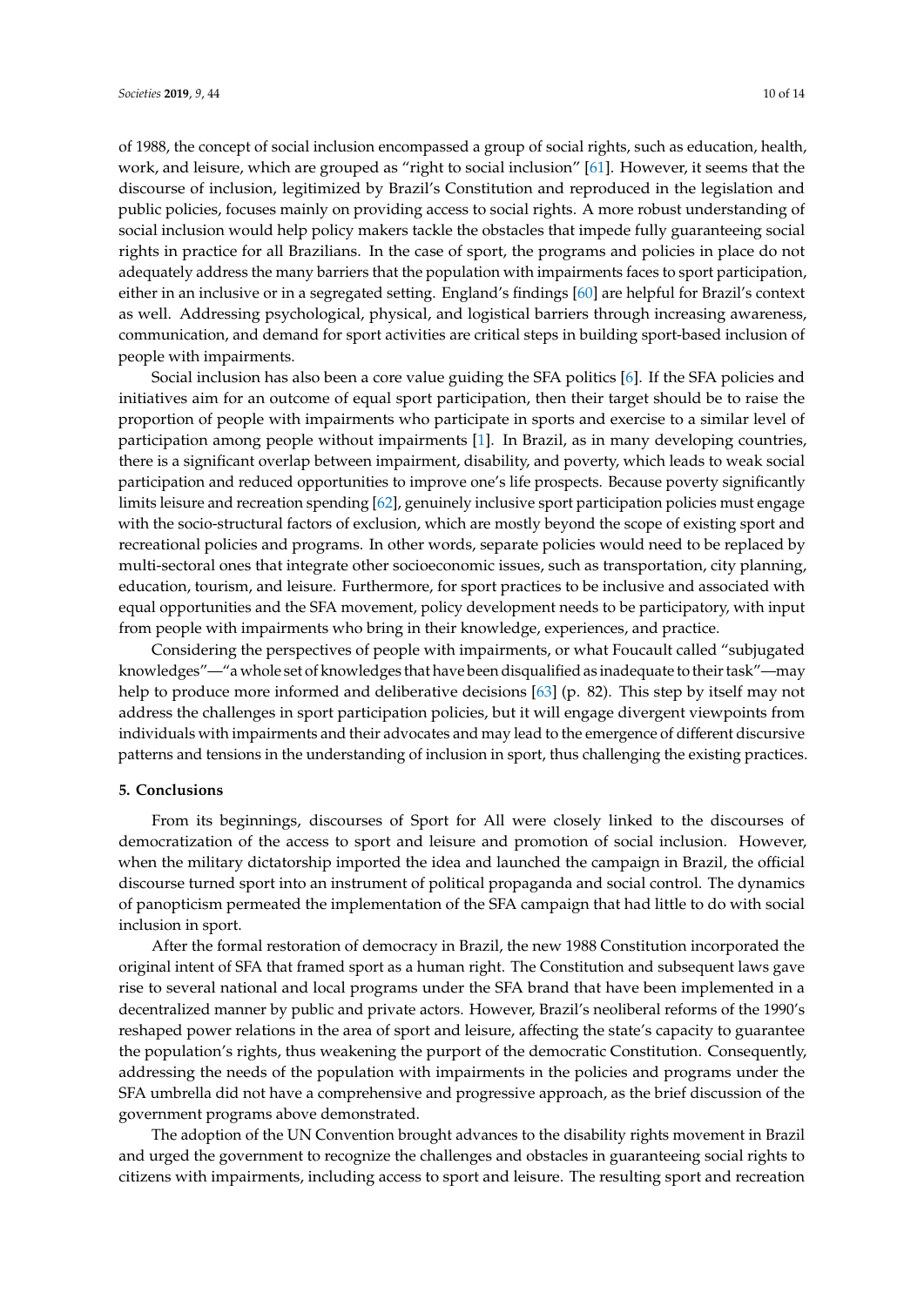of 1988, the concept of social inclusion encompassed a group of social rights, such as education, health, work, and leisure, which are grouped as "right to social inclusion" [61]. However, it seems that the discourse of inclusion, legitimized by Brazil's Constitution and reproduced in the legislation and public policies, focuses mainly on providing access to social rights. A more robust understanding of social inclusion would help policy makers tackle the obstacles that impede fully guaranteeing social rights in practice for all Brazilians. In the case of sport, the programs and policies in place do not adequately address the many barriers that the population with impairments faces to sport participation, either in an inclusive or in a segregated setting. England's findings [60] are helpful for Brazil's context as well. Addressing psychological, physical, and logistical barriers through increasing awareness, communication, and demand for sport activities are critical steps in building sport-based inclusion of people with impairments.

Social inclusion has also been a core value guiding the SFA politics [6]. If the SFA policies and initiatives aim for an outcome of equal sport participation, then their target should be to raise the proportion of people with impairments who participate in sports and exercise to a similar level of participation among people without impairments [1]. In Brazil, as in many developing countries, there is a significant overlap between impairment, disability, and poverty, which leads to weak social participation and reduced opportunities to improve one's life prospects. Because poverty significantly limits leisure and recreation spending [62], genuinely inclusive sport participation policies must engage with the socio-structural factors of exclusion, which are mostly beyond the scope of existing sport and recreational policies and programs. In other words, separate policies would need to be replaced by multi-sectoral ones that integrate other socioeconomic issues, such as transportation, city planning, education, tourism, and leisure. Furthermore, for sport practices to be inclusive and associated with equal opportunities and the SFA movement, policy development needs to be participatory, with input from people with impairments who bring in their knowledge, experiences, and practice.

Considering the perspectives of people with impairments, or what Foucault called "subjugated knowledges"—"a whole set of knowledges that have been disqualified as inadequate to their task"—may help to produce more informed and deliberative decisions [63] (p. 82). This step by itself may not address the challenges in sport participation policies, but it will engage divergent viewpoints from individuals with impairments and their advocates and may lead to the emergence of different discursive patterns and tensions in the understanding of inclusion in sport, thus challenging the existing practices.

## 5. Conclusions

From its beginnings, discourses of Sport for All were closely linked to the discourses of democratization of the access to sport and leisure and promotion of social inclusion. However, when the military dictatorship imported the idea and launched the campaign in Brazil, the official discourse turned sport into an instrument of political propaganda and social control. The dynamics of panopticism permeated the implementation of the SFA campaign that had little to do with social inclusion in sport.

After the formal restoration of democracy in Brazil, the new 1988 Constitution incorporated the original intent of SFA that framed sport as a human right. The Constitution and subsequent laws gave rise to several national and local programs under the SFA brand that have been implemented in a decentralized manner by public and private actors. However, Brazil's neoliberal reforms of the 1990's reshaped power relations in the area of sport and leisure, affecting the state's capacity to guarantee the population's rights, thus weakening the purport of the democratic Constitution. Consequently, addressing the needs of the population with impairments in the policies and programs under the SFA umbrella did not have a comprehensive and progressive approach, as the brief discussion of the government programs above demonstrated.

The adoption of the UN Convention brought advances to the disability rights movement in Brazil and urged the government to recognize the challenges and obstacles in guaranteeing social rights to citizens with impairments, including access to sport and leisure. The resulting sport and recreation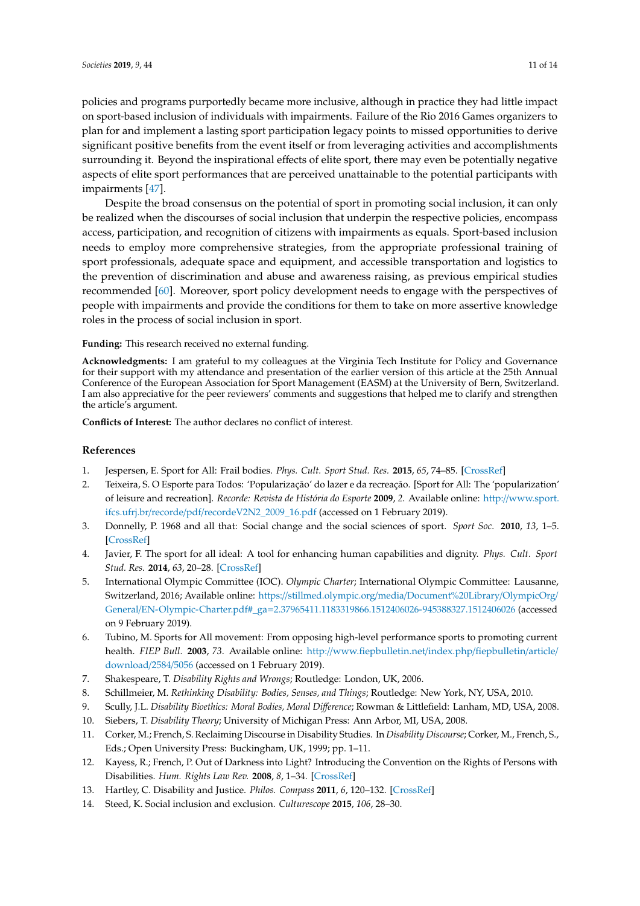policies and programs purportedly became more inclusive, although in practice they had little impact on sport-based inclusion of individuals with impairments. Failure of the Rio 2016 Games organizers to plan for and implement a lasting sport participation legacy points to missed opportunities to derive significant positive benefits from the event itself or from leveraging activities and accomplishments surrounding it. Beyond the inspirational effects of elite sport, there may even be potentially negative aspects of elite sport performances that are perceived unattainable to the potential participants with impairments [47].

Despite the broad consensus on the potential of sport in promoting social inclusion, it can only be realized when the discourses of social inclusion that underpin the respective policies, encompass access, participation, and recognition of citizens with impairments as equals. Sport-based inclusion needs to employ more comprehensive strategies, from the appropriate professional training of sport professionals, adequate space and equipment, and accessible transportation and logistics to the prevention of discrimination and abuse and awareness raising, as previous empirical studies recommended [60]. Moreover, sport policy development needs to engage with the perspectives of people with impairments and provide the conditions for them to take on more assertive knowledge roles in the process of social inclusion in sport.

**Funding:** This research received no external funding.

**Acknowledgments:** I am grateful to my colleagues at the Virginia Tech Institute for Policy and Governance for their support with my attendance and presentation of the earlier version of this article at the 25th Annual Conference of the European Association for Sport Management (EASM) at the University of Bern, Switzerland. I am also appreciative for the peer reviewers' comments and suggestions that helped me to clarify and strengthen the article's argument.

**Conflicts of Interest:** The author declares no conflict of interest.

## References

1. Jespersen, E. Sport for All: Frail bodies. *Phys. Cult. Sport Stud. Res.* **2015**, *65*, 74–85. [CrossRef]
2. Teixeira, S. O Esporte para Todos: 'Popularização' do lazer e da recreação. [Sport for All: The 'popularization' of leisure and recreation]. *Recorde: Revista de História do Esporte* **2009**, *2*. Available online: http://www.sport.ifcs.ufrj.br/recorde/pdf/recordeV2N2_2009_16.pdf (accessed on 1 February 2019).
3. Donnelly, P. 1968 and all that: Social change and the social sciences of sport. *Sport Soc.* **2010**, *13*, 1–5. [CrossRef]
4. Javier, F. The sport for all ideal: A tool for enhancing human capabilities and dignity. *Phys. Cult. Sport Stud. Res.* **2014**, *63*, 20–28. [CrossRef]
5. International Olympic Committee (IOC). *Olympic Charter*; International Olympic Committee: Lausanne, Switzerland, 2016; Available online: https://stillmed.olympic.org/media/Document%20Library/OlympicOrg/General/EN-Olympic-Charter.pdf#_ga=2.37965411.1183319866.1512406026-945388327.1512406026 (accessed on 9 February 2019).
6. Tubino, M. Sports for All movement: From opposing high-level performance sports to promoting current health. *FIEP Bull.* **2003**, *73*. Available online: http://www.fiepbulletin.net/index.php/fiepbulletin/article/download/2584/5056 (accessed on 1 February 2019).
7. Shakespeare, T. *Disability Rights and Wrongs*; Routledge: London, UK, 2006.
8. Schillmeier, M. *Rethinking Disability: Bodies, Senses, and Things*; Routledge: New York, NY, USA, 2010.
9. Scully, J.L. *Disability Bioethics: Moral Bodies, Moral Difference*; Rowman & Littlefield: Lanham, MD, USA, 2008.
10. Siebers, T. *Disability Theory*; University of Michigan Press: Ann Arbor, MI, USA, 2008.
11. Corker, M.; French, S. Reclaiming Discourse in Disability Studies. In *Disability Discourse*; Corker, M., French, S., Eds.; Open University Press: Buckingham, UK, 1999; pp. 1–11.
12. Kayess, R.; French, P. Out of Darkness into Light? Introducing the Convention on the Rights of Persons with Disabilities. *Hum. Rights Law Rev.* **2008**, *8*, 1–34. [CrossRef]
13. Hartley, C. Disability and Justice. *Philos. Compass* **2011**, *6*, 120–132. [CrossRef]
14. Steed, K. Social inclusion and exclusion. *Culturescope* **2015**, *106*, 28–30.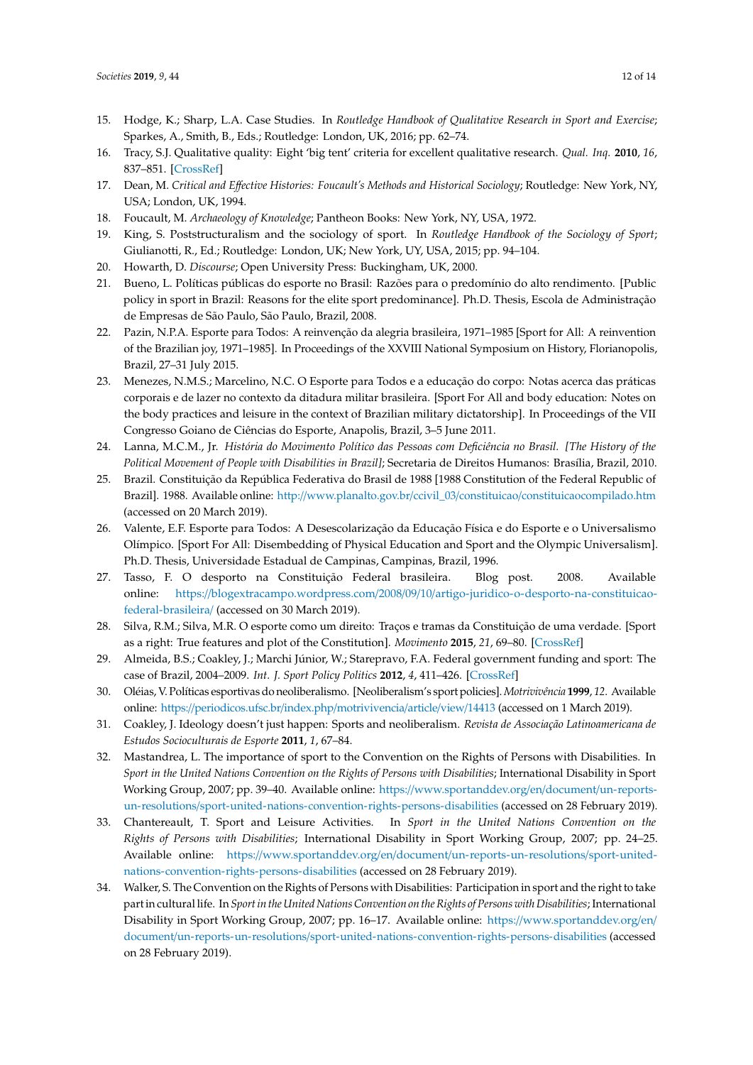15. Hodge, K.; Sharp, L.A. Case Studies. In *Routledge Handbook of Qualitative Research in Sport and Exercise*; Sparkes, A., Smith, B., Eds.; Routledge: London, UK, 2016; pp. 62–74.
16. Tracy, S.J. Qualitative quality: Eight 'big tent' criteria for excellent qualitative research. *Qual. Inq.* **2010**, *16*, 837–851. [CrossRef]
17. Dean, M. *Critical and Effective Histories: Foucault's Methods and Historical Sociology*; Routledge: New York, NY, USA; London, UK, 1994.
18. Foucault, M. *Archaeology of Knowledge*; Pantheon Books: New York, NY, USA, 1972.
19. King, S. Poststructuralism and the sociology of sport. In *Routledge Handbook of the Sociology of Sport*; Giulianotti, R., Ed.; Routledge: London, UK; New York, UY, USA, 2015; pp. 94–104.
20. Howarth, D. *Discourse*; Open University Press: Buckingham, UK, 2000.
21. Bueno, L. Políticas públicas do esporte no Brasil: Razões para o predomínio do alto rendimento. [Public policy in sport in Brazil: Reasons for the elite sport predominance]. Ph.D. Thesis, Escola de Administração de Empresas de São Paulo, São Paulo, Brazil, 2008.
22. Pazin, N.P.A. Esporte para Todos: A reinvenção da alegria brasileira, 1971–1985 [Sport for All: A reinvention of the Brazilian joy, 1971–1985]. In Proceedings of the XXVIII National Symposium on History, Florianopolis, Brazil, 27–31 July 2015.
23. Menezes, N.M.S.; Marcelino, N.C. O Esporte para Todos e a educação do corpo: Notas acerca das práticas corporais e de lazer no contexto da ditadura militar brasileira. [Sport For All and body education: Notes on the body practices and leisure in the context of Brazilian military dictatorship]. In Proceedings of the VII Congresso Goiano de Ciências do Esporte, Anapolis, Brazil, 3–5 June 2011.
24. Lanna, M.C.M., Jr. *História do Movimento Político das Pessoas com Deficiência no Brasil. [The History of the Political Movement of People with Disabilities in Brazil]*; Secretaria de Direitos Humanos: Brasília, Brazil, 2010.
25. Brazil. Constituição da República Federativa do Brasil de 1988 [1988 Constitution of the Federal Republic of Brazil]. 1988. Available online: http://www.planalto.gov.br/ccivil_03/constituicao/constituicaocompilado.htm (accessed on 20 March 2019).
26. Valente, E.F. Esporte para Todos: A Desescolarização da Educação Física e do Esporte e o Universalismo Olímpico. [Sport For All: Disembedding of Physical Education and Sport and the Olympic Universalism]. Ph.D. Thesis, Universidade Estadual de Campinas, Campinas, Brazil, 1996.
27. Tasso, F. O desporto na Constituição Federal brasileira. Blog post. 2008. Available online: https://blogextracampo.wordpress.com/2008/09/10/artigo-juridico-o-desporto-na-constituicao-federal-brasileira/ (accessed on 30 March 2019).
28. Silva, R.M.; Silva, M.R. O esporte como um direito: Traços e tramas da Constituição de uma verdade. [Sport as a right: True features and plot of the Constitution]. *Movimento* **2015**, *21*, 69–80. [CrossRef]
29. Almeida, B.S.; Coakley, J.; Marchi Júnior, W.; Starepravo, F.A. Federal government funding and sport: The case of Brazil, 2004–2009. *Int. J. Sport Policy Politics* **2012**, *4*, 411–426. [CrossRef]
30. Oléias, V. Políticas esportivas do neoliberalismo. [Neoliberalism's sport policies]. *Motrivivência* **1999**, *12*. Available online: https://periodicos.ufsc.br/index.php/motrivivencia/article/view/14413 (accessed on 1 March 2019).
31. Coakley, J. Ideology doesn't just happen: Sports and neoliberalism. *Revista de Associação Latinoamericana de Estudos Socioculturais de Esporte* **2011**, *1*, 67–84.
32. Mastandrea, L. The importance of sport to the Convention on the Rights of Persons with Disabilities. In *Sport in the United Nations Convention on the Rights of Persons with Disabilities*; International Disability in Sport Working Group, 2007; pp. 39–40. Available online: https://www.sportanddev.org/en/document/un-reports-un-resolutions/sport-united-nations-convention-rights-persons-disabilities (accessed on 28 February 2019).
33. Chantereault, T. Sport and Leisure Activities. In *Sport in the United Nations Convention on the Rights of Persons with Disabilities*; International Disability in Sport Working Group, 2007; pp. 24–25. Available online: https://www.sportanddev.org/en/document/un-reports-un-resolutions/sport-united-nations-convention-rights-persons-disabilities (accessed on 28 February 2019).
34. Walker, S. The Convention on the Rights of Persons with Disabilities: Participation in sport and the right to take part in cultural life. In *Sport in the United Nations Convention on the Rights of Persons with Disabilities*; International Disability in Sport Working Group, 2007; pp. 16–17. Available online: https://www.sportanddev.org/en/document/un-reports-un-resolutions/sport-united-nations-convention-rights-persons-disabilities (accessed on 28 February 2019).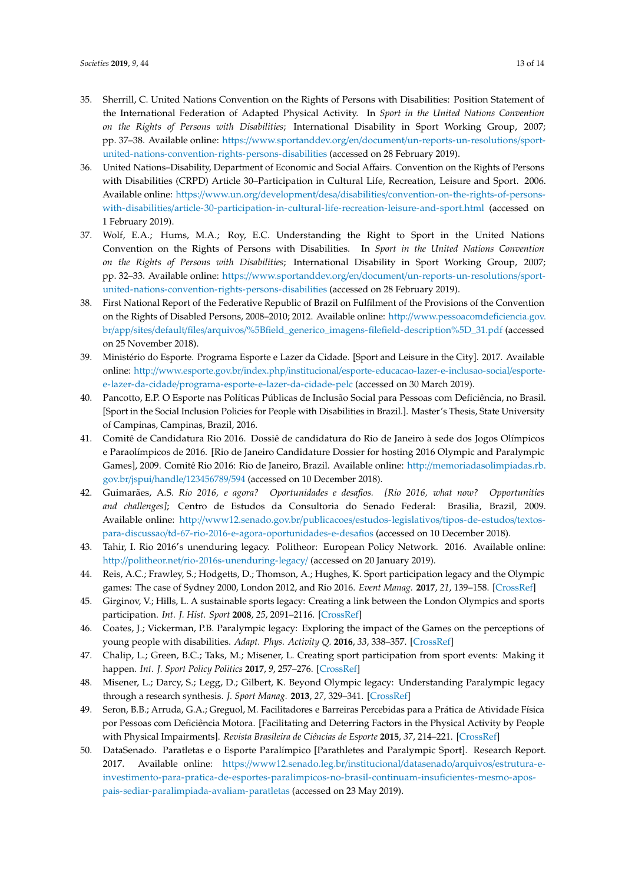35. Sherrill, C. United Nations Convention on the Rights of Persons with Disabilities: Position Statement of the International Federation of Adapted Physical Activity. In *Sport in the United Nations Convention on the Rights of Persons with Disabilities*; International Disability in Sport Working Group, 2007; pp. 37–38. Available online: https://www.sportanddev.org/en/document/un-reports-un-resolutions/sport-united-nations-convention-rights-persons-disabilities (accessed on 28 February 2019).
36. United Nations–Disability, Department of Economic and Social Affairs. Convention on the Rights of Persons with Disabilities (CRPD) Article 30–Participation in Cultural Life, Recreation, Leisure and Sport. 2006. Available online: https://www.un.org/development/desa/disabilities/convention-on-the-rights-of-persons-with-disabilities/article-30-participation-in-cultural-life-recreation-leisure-and-sport.html (accessed on 1 February 2019).
37. Wolf, E.A.; Hums, M.A.; Roy, E.C. Understanding the Right to Sport in the United Nations Convention on the Rights of Persons with Disabilities. In *Sport in the United Nations Convention on the Rights of Persons with Disabilities*; International Disability in Sport Working Group, 2007; pp. 32–33. Available online: https://www.sportanddev.org/en/document/un-reports-un-resolutions/sport-united-nations-convention-rights-persons-disabilities (accessed on 28 February 2019).
38. First National Report of the Federative Republic of Brazil on Fulfilment of the Provisions of the Convention on the Rights of Disabled Persons, 2008–2010; 2012. Available online: http://www.pessoacomdeficiencia.gov.br/app/sites/default/files/arquivos/%5Bfield_generico_imagens-filefield-description%5D_31.pdf (accessed on 25 November 2018).
39. Ministério do Esporte. Programa Esporte e Lazer da Cidade. [Sport and Leisure in the City]. 2017. Available online: http://www.esporte.gov.br/index.php/institucional/esporte-educacao-lazer-e-inclusao-social/esporte-e-lazer-da-cidade/programa-esporte-e-lazer-da-cidade-pelc (accessed on 30 March 2019).
40. Pancotto, E.P. O Esporte nas Políticas Públicas de Inclusão Social para Pessoas com Deficiência, no Brasil. [Sport in the Social Inclusion Policies for People with Disabilities in Brazil.]. Master's Thesis, State University of Campinas, Campinas, Brazil, 2016.
41. Comitê de Candidatura Rio 2016. Dossiê de candidatura do Rio de Janeiro à sede dos Jogos Olímpicos e Paraolímpicos de 2016. [Rio de Janeiro Candidature Dossier for hosting 2016 Olympic and Paralympic Games], 2009. Comitê Rio 2016: Rio de Janeiro, Brazil. Available online: http://memoriadasolimpiadas.rb.gov.br/jspui/handle/123456789/594 (accessed on 10 December 2018).
42. Guimarães, A.S. *Rio 2016, e agora? Oportunidades e desafios. [Rio 2016, what now? Opportunities and challenges]*; Centro de Estudos da Consultoria do Senado Federal: Brasilia, Brazil, 2009. Available online: http://www12.senado.gov.br/publicacoes/estudos-legislativos/tipos-de-estudos/textos-para-discussao/td-67-rio-2016-e-agora-oportunidades-e-desafios (accessed on 10 December 2018).
43. Tahir, I. Rio 2016's unenduring legacy. Politheor: European Policy Network. 2016. Available online: http://politheor.net/rio-2016s-unenduring-legacy/ (accessed on 20 January 2019).
44. Reis, A.C.; Frawley, S.; Hodgetts, D.; Thomson, A.; Hughes, K. Sport participation legacy and the Olympic games: The case of Sydney 2000, London 2012, and Rio 2016. *Event Manag.* **2017**, *21*, 139–158. [CrossRef]
45. Girginov, V.; Hills, L. A sustainable sports legacy: Creating a link between the London Olympics and sports participation. *Int. J. Hist. Sport* **2008**, *25*, 2091–2116. [CrossRef]
46. Coates, J.; Vickerman, P.B. Paralympic legacy: Exploring the impact of the Games on the perceptions of young people with disabilities. *Adapt. Phys. Activity Q.* **2016**, *33*, 338–357. [CrossRef]
47. Chalip, L.; Green, B.C.; Taks, M.; Misener, L. Creating sport participation from sport events: Making it happen. *Int. J. Sport Policy Politics* **2017**, *9*, 257–276. [CrossRef]
48. Misener, L.; Darcy, S.; Legg, D.; Gilbert, K. Beyond Olympic legacy: Understanding Paralympic legacy through a research synthesis. *J. Sport Manag.* **2013**, *27*, 329–341. [CrossRef]
49. Seron, B.B.; Arruda, G.A.; Greguol, M. Facilitadores e Barreiras Percebidas para a Prática de Atividade Física por Pessoas com Deficiência Motora. [Facilitating and Deterring Factors in the Physical Activity by People with Physical Impairments]. *Revista Brasileira de Ciências de Esporte* **2015**, *37*, 214–221. [CrossRef]
50. DataSenado. Paratletas e o Esporte Paralímpico [Parathletes and Paralympic Sport]. Research Report. 2017. Available online: https://www12.senado.leg.br/institucional/datasenado/arquivos/estrutura-e-investimento-para-pratica-de-esportes-paralimpicos-no-brasil-continuam-insuficientes-mesmo-apos-pais-sediar-paralimpiada-avaliam-paratletas (accessed on 23 May 2019).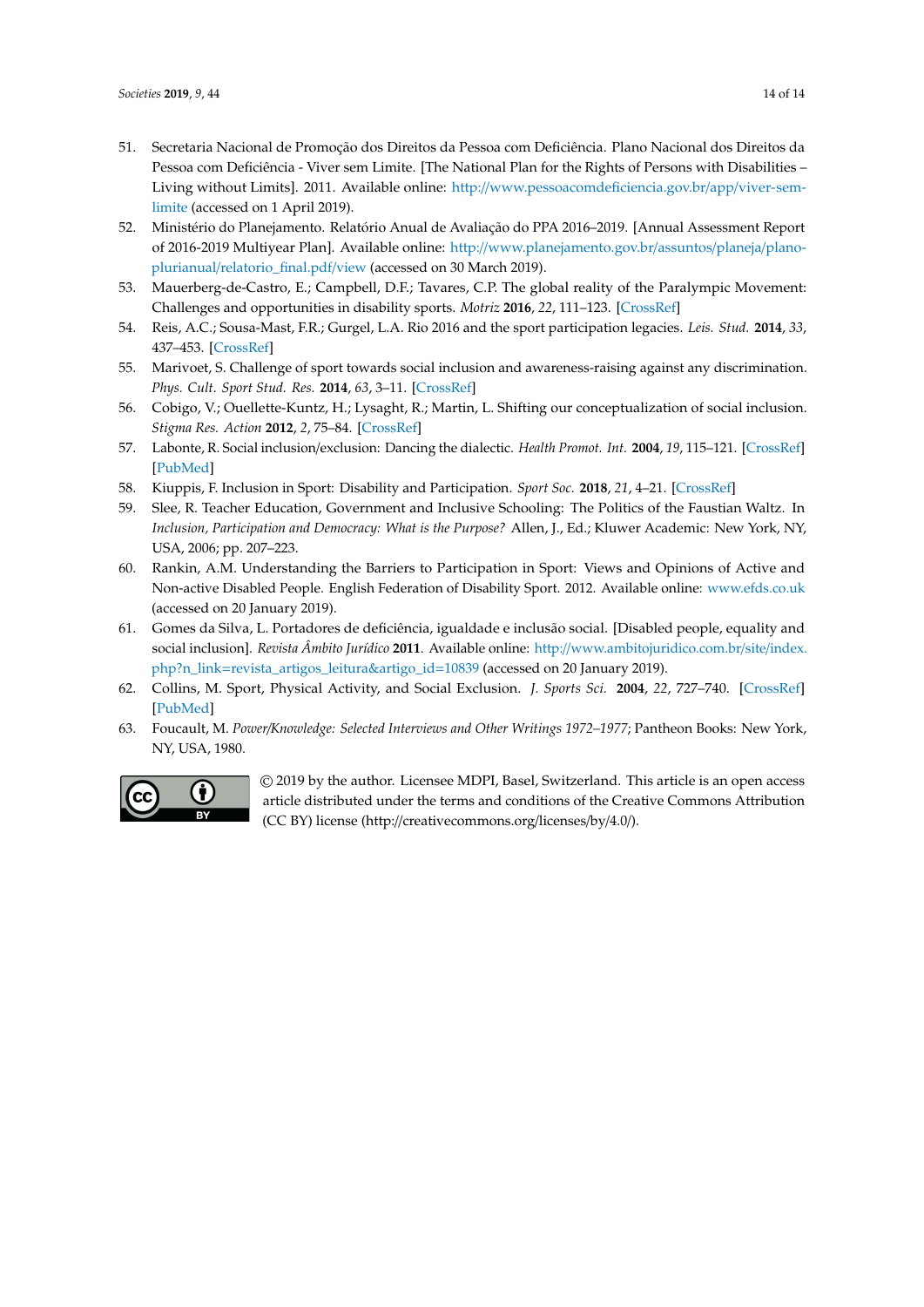51. Secretaria Nacional de Promoção dos Direitos da Pessoa com Deficiência. Plano Nacional dos Direitos da Pessoa com Deficiência - Viver sem Limite. [The National Plan for the Rights of Persons with Disabilities – Living without Limits]. 2011. Available online: http://www.pessoacomdeficiencia.gov.br/app/viver-sem-limite (accessed on 1 April 2019).
52. Ministério do Planejamento. Relatório Anual de Avaliação do PPA 2016–2019. [Annual Assessment Report of 2016-2019 Multiyear Plan]. Available online: http://www.planejamento.gov.br/assuntos/planeja/plano-plurianual/relatorio_final.pdf/view (accessed on 30 March 2019).
53. Mauerberg-de-Castro, E.; Campbell, D.F.; Tavares, C.P. The global reality of the Paralympic Movement: Challenges and opportunities in disability sports. *Motriz* **2016**, *22*, 111–123. [CrossRef]
54. Reis, A.C.; Sousa-Mast, F.R.; Gurgel, L.A. Rio 2016 and the sport participation legacies. *Leis. Stud.* **2014**, *33*, 437–453. [CrossRef]
55. Marivoet, S. Challenge of sport towards social inclusion and awareness-raising against any discrimination. *Phys. Cult. Sport Stud. Res.* **2014**, *63*, 3–11. [CrossRef]
56. Cobigo, V.; Ouellette-Kuntz, H.; Lysaght, R.; Martin, L. Shifting our conceptualization of social inclusion. *Stigma Res. Action* **2012**, *2*, 75–84. [CrossRef]
57. Labonte, R. Social inclusion/exclusion: Dancing the dialectic. *Health Promot. Int.* **2004**, *19*, 115–121. [CrossRef] [PubMed]
58. Kiuppis, F. Inclusion in Sport: Disability and Participation. *Sport Soc.* **2018**, *21*, 4–21. [CrossRef]
59. Slee, R. Teacher Education, Government and Inclusive Schooling: The Politics of the Faustian Waltz. In *Inclusion, Participation and Democracy: What is the Purpose?* Allen, J., Ed.; Kluwer Academic: New York, NY, USA, 2006; pp. 207–223.
60. Rankin, A.M. Understanding the Barriers to Participation in Sport: Views and Opinions of Active and Non-active Disabled People. English Federation of Disability Sport. 2012. Available online: www.efds.co.uk (accessed on 20 January 2019).
61. Gomes da Silva, L. Portadores de deficiência, igualdade e inclusão social. [Disabled people, equality and social inclusion]. *Revista Âmbito Jurídico* **2011**. Available online: http://www.ambitojuridico.com.br/site/index.php?n_link=revista_artigos_leitura&artigo_id=10839 (accessed on 20 January 2019).
62. Collins, M. Sport, Physical Activity, and Social Exclusion. *J. Sports Sci.* **2004**, *22*, 727–740. [CrossRef] [PubMed]
63. Foucault, M. *Power/Knowledge: Selected Interviews and Other Writings 1972–1977*; Pantheon Books: New York, NY, USA, 1980.

© 2019 by the author. Licensee MDPI, Basel, Switzerland. This article is an open access article distributed under the terms and conditions of the Creative Commons Attribution (CC BY) license (http://creativecommons.org/licenses/by/4.0/).